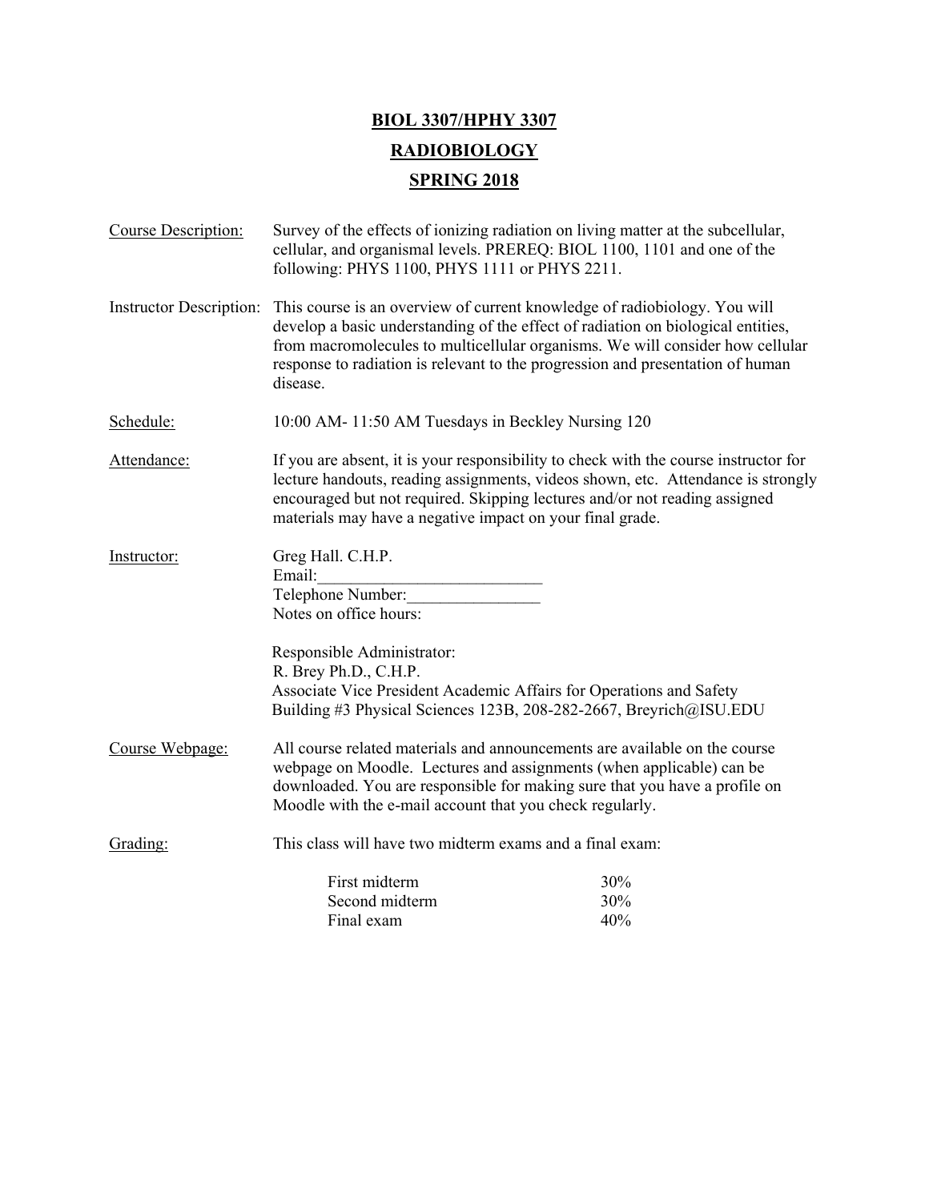# BIOL 3307/HPHY 3307

# RADIOBIOLOGY

# SPRING 2018

Course Description: Survey of the effects of ionizing radiation on living matter at the subcellular, cellular, and organismal levels. PREREQ: BIOL 1100, 1101 and one of the following: PHYS 1100, PHYS 1111 or PHYS 2211.

Instructor Description: This course is an overview of current knowledge of radiobiology. You will develop a basic understanding of the effect of radiation on biological entities, from macromolecules to multicellular organisms. We will consider how cellular response to radiation is relevant to the progression and presentation of human disease.

Schedule: 10:00 AM- 11:50 AM Tuesdays in Beckley Nursing 120

Attendance: If you are absent, it is your responsibility to check with the course instructor for lecture handouts, reading assignments, videos shown, etc. Attendance is strongly encouraged but not required. Skipping lectures and/or not reading assigned materials may have a negative impact on your final grade.

Instructor: Greg Hall. C.H.P.
Email:___________________________
Telephone Number:________________
Notes on office hours:

Responsible Administrator:
R. Brey Ph.D., C.H.P.
Associate Vice President Academic Affairs for Operations and Safety
Building #3 Physical Sciences 123B, 208-282-2667, Breyrich@ISU.EDU

Course Webpage: All course related materials and announcements are available on the course webpage on Moodle. Lectures and assignments (when applicable) can be downloaded. You are responsible for making sure that you have a profile on Moodle with the e-mail account that you check regularly.

Grading: This class will have two midterm exams and a final exam:

| | |
|---|---|
| First midterm | 30% |
| Second midterm | 30% |
| Final exam | 40% |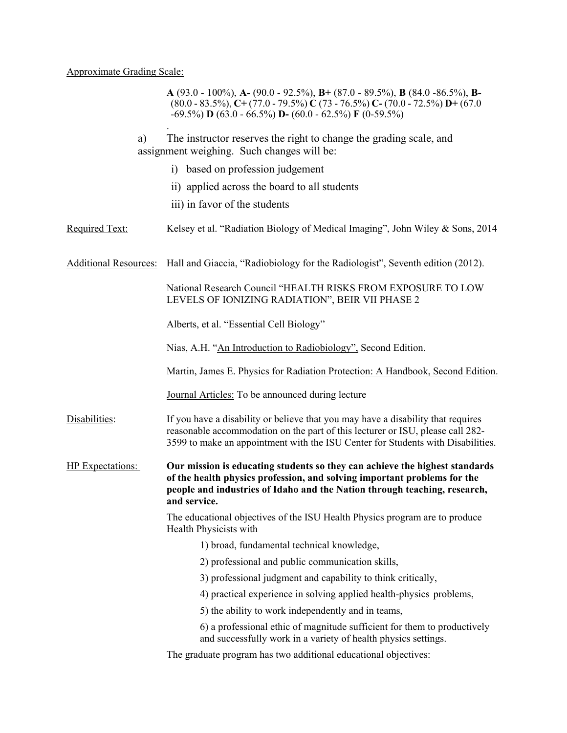Approximate Grading Scale:

**A** (93.0 - 100%), **A-** (90.0 - 92.5%), **B+** (87.0 - 89.5%), **B** (84.0 -86.5%), **B-** (80.0 - 83.5%), **C+** (77.0 - 79.5%) **C** (73 - 76.5%) **C-** (70.0 - 72.5%) **D+** (67.0 -69.5%) **D** (63.0 - 66.5%) **D-** (60.0 - 62.5%) **F** (0-59.5%)

.

a) The instructor reserves the right to change the grading scale, and assignment weighing. Such changes will be:

i) based on profession judgement

ii) applied across the board to all students

iii) in favor of the students

Required Text: Kelsey et al. "Radiation Biology of Medical Imaging", John Wiley & Sons, 2014

Additional Resources: Hall and Giaccia, "Radiobiology for the Radiologist", Seventh edition (2012).

National Research Council "HEALTH RISKS FROM EXPOSURE TO LOW LEVELS OF IONIZING RADIATION", BEIR VII PHASE 2

Alberts, et al. "Essential Cell Biology"

Nias, A.H. "An Introduction to Radiobiology", Second Edition.

Martin, James E. Physics for Radiation Protection: A Handbook, Second Edition.

Journal Articles: To be announced during lecture

Disabilities: If you have a disability or believe that you may have a disability that requires reasonable accommodation on the part of this lecturer or ISU, please call 282-3599 to make an appointment with the ISU Center for Students with Disabilities.

HP Expectations: **Our mission is educating students so they can achieve the highest standards of the health physics profession, and solving important problems for the people and industries of Idaho and the Nation through teaching, research, and service.**

The educational objectives of the ISU Health Physics program are to produce Health Physicists with

1) broad, fundamental technical knowledge,

2) professional and public communication skills,

3) professional judgment and capability to think critically,

4) practical experience in solving applied health-physics problems,

5) the ability to work independently and in teams,

6) a professional ethic of magnitude sufficient for them to productively and successfully work in a variety of health physics settings.

The graduate program has two additional educational objectives: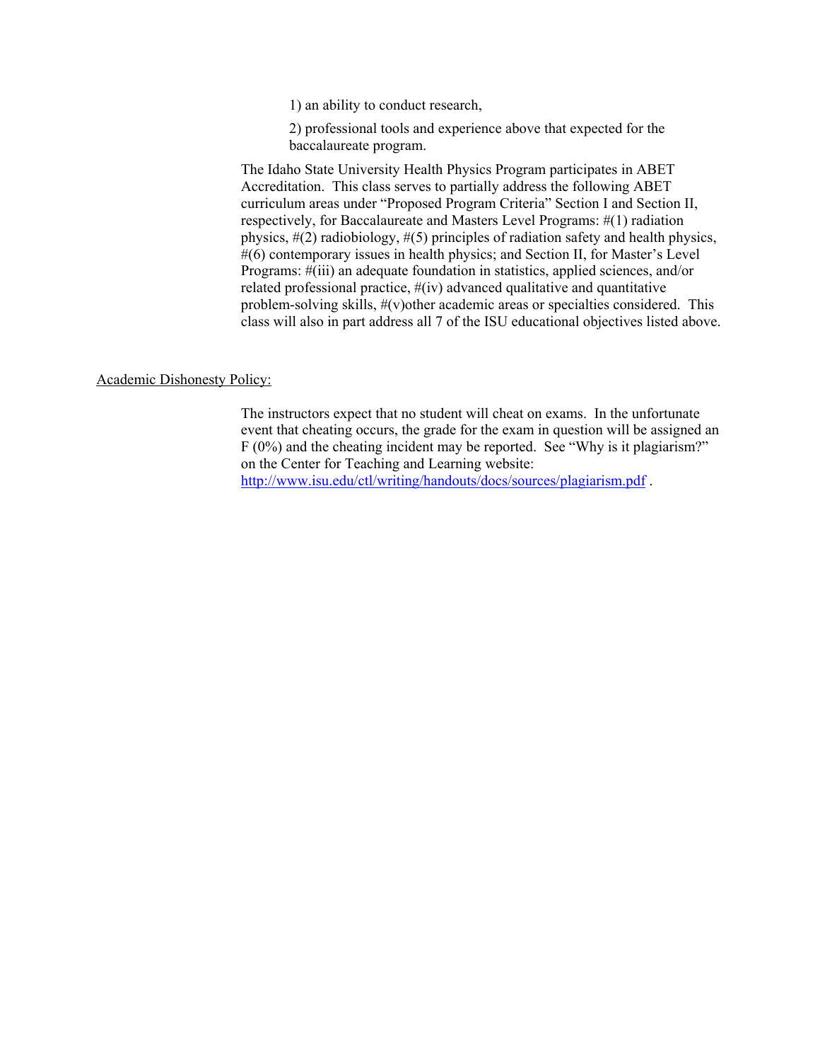1) an ability to conduct research,

2) professional tools and experience above that expected for the baccalaureate program.

The Idaho State University Health Physics Program participates in ABET Accreditation. This class serves to partially address the following ABET curriculum areas under "Proposed Program Criteria" Section I and Section II, respectively, for Baccalaureate and Masters Level Programs: #(1) radiation physics, #(2) radiobiology, #(5) principles of radiation safety and health physics, #(6) contemporary issues in health physics; and Section II, for Master's Level Programs: #(iii) an adequate foundation in statistics, applied sciences, and/or related professional practice, #(iv) advanced qualitative and quantitative problem-solving skills, #(v)other academic areas or specialties considered. This class will also in part address all 7 of the ISU educational objectives listed above.

Academic Dishonesty Policy:

The instructors expect that no student will cheat on exams. In the unfortunate event that cheating occurs, the grade for the exam in question will be assigned an F (0%) and the cheating incident may be reported. See "Why is it plagiarism?" on the Center for Teaching and Learning website: http://www.isu.edu/ctl/writing/handouts/docs/sources/plagiarism.pdf .